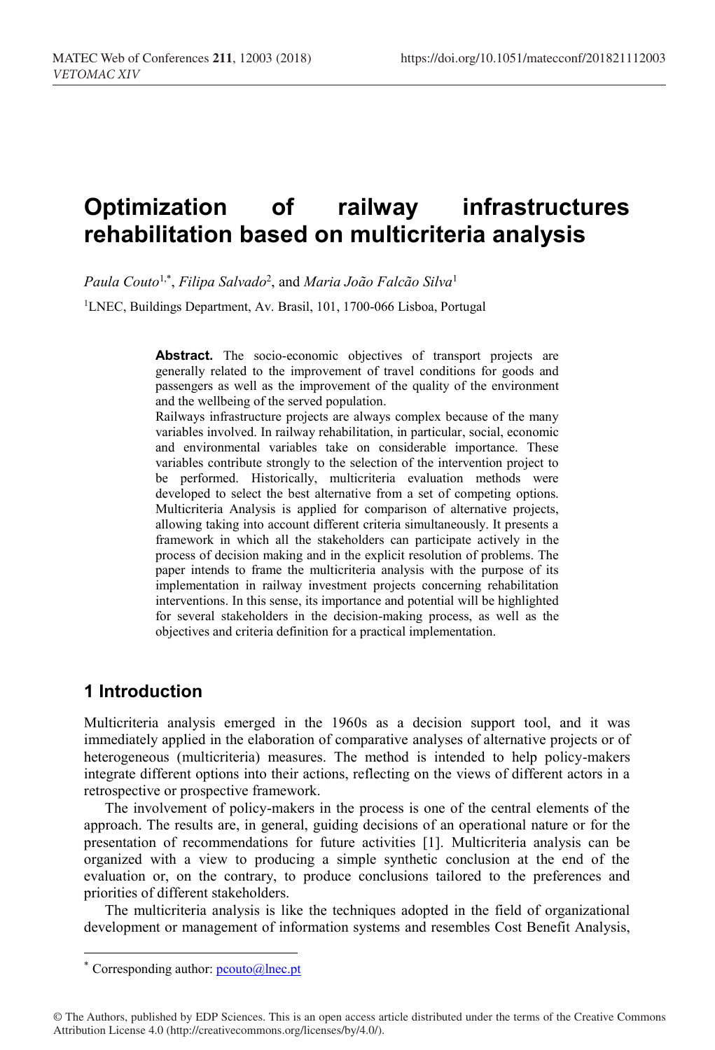# Optimization of railway infrastructures rehabilitation based on multicriteria analysis

*Paula Couto*[1,*], *Filipa Salvado*[2], and *Maria João Falcão Silva*[1]

[1]LNEC, Buildings Department, Av. Brasil, 101, 1700-066 Lisboa, Portugal

**Abstract.** The socio-economic objectives of transport projects are generally related to the improvement of travel conditions for goods and passengers as well as the improvement of the quality of the environment and the wellbeing of the served population.
Railways infrastructure projects are always complex because of the many variables involved. In railway rehabilitation, in particular, social, economic and environmental variables take on considerable importance. These variables contribute strongly to the selection of the intervention project to be performed. Historically, multicriteria evaluation methods were developed to select the best alternative from a set of competing options. Multicriteria Analysis is applied for comparison of alternative projects, allowing taking into account different criteria simultaneously. It presents a framework in which all the stakeholders can participate actively in the process of decision making and in the explicit resolution of problems. The paper intends to frame the multicriteria analysis with the purpose of its implementation in railway investment projects concerning rehabilitation interventions. In this sense, its importance and potential will be highlighted for several stakeholders in the decision-making process, as well as the objectives and criteria definition for a practical implementation.

## 1 Introduction

Multicriteria analysis emerged in the 1960s as a decision support tool, and it was immediately applied in the elaboration of comparative analyses of alternative projects or of heterogeneous (multicriteria) measures. The method is intended to help policy-makers integrate different options into their actions, reflecting on the views of different actors in a retrospective or prospective framework.

The involvement of policy-makers in the process is one of the central elements of the approach. The results are, in general, guiding decisions of an operational nature or for the presentation of recommendations for future activities [1]. Multicriteria analysis can be organized with a view to producing a simple synthetic conclusion at the end of the evaluation or, on the contrary, to produce conclusions tailored to the preferences and priorities of different stakeholders.

The multicriteria analysis is like the techniques adopted in the field of organizational development or management of information systems and resembles Cost Benefit Analysis,

* Corresponding author: pcouto@lnec.pt

© The Authors, published by EDP Sciences. This is an open access article distributed under the terms of the Creative Commons Attribution License 4.0 (http://creativecommons.org/licenses/by/4.0/).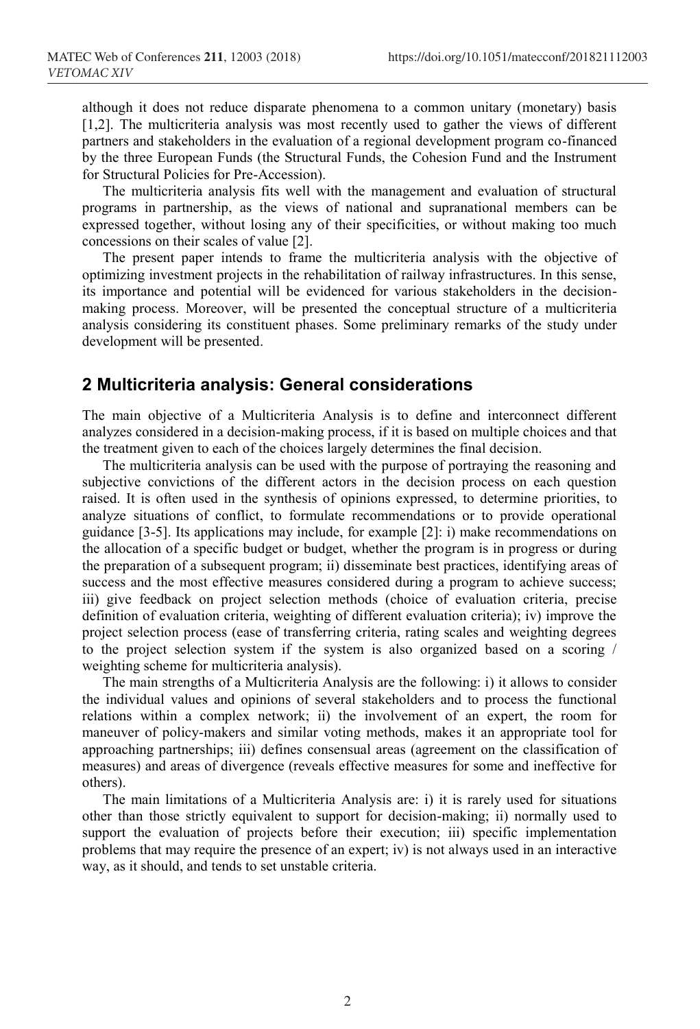although it does not reduce disparate phenomena to a common unitary (monetary) basis [1,2]. The multicriteria analysis was most recently used to gather the views of different partners and stakeholders in the evaluation of a regional development program co-financed by the three European Funds (the Structural Funds, the Cohesion Fund and the Instrument for Structural Policies for Pre-Accession).

The multicriteria analysis fits well with the management and evaluation of structural programs in partnership, as the views of national and supranational members can be expressed together, without losing any of their specificities, or without making too much concessions on their scales of value [2].

The present paper intends to frame the multicriteria analysis with the objective of optimizing investment projects in the rehabilitation of railway infrastructures. In this sense, its importance and potential will be evidenced for various stakeholders in the decision-making process. Moreover, will be presented the conceptual structure of a multicriteria analysis considering its constituent phases. Some preliminary remarks of the study under development will be presented.

## 2 Multicriteria analysis: General considerations

The main objective of a Multicriteria Analysis is to define and interconnect different analyzes considered in a decision-making process, if it is based on multiple choices and that the treatment given to each of the choices largely determines the final decision.

The multicriteria analysis can be used with the purpose of portraying the reasoning and subjective convictions of the different actors in the decision process on each question raised. It is often used in the synthesis of opinions expressed, to determine priorities, to analyze situations of conflict, to formulate recommendations or to provide operational guidance [3-5]. Its applications may include, for example [2]: i) make recommendations on the allocation of a specific budget or budget, whether the program is in progress or during the preparation of a subsequent program; ii) disseminate best practices, identifying areas of success and the most effective measures considered during a program to achieve success; iii) give feedback on project selection methods (choice of evaluation criteria, precise definition of evaluation criteria, weighting of different evaluation criteria); iv) improve the project selection process (ease of transferring criteria, rating scales and weighting degrees to the project selection system if the system is also organized based on a scoring / weighting scheme for multicriteria analysis).

The main strengths of a Multicriteria Analysis are the following: i) it allows to consider the individual values and opinions of several stakeholders and to process the functional relations within a complex network; ii) the involvement of an expert, the room for maneuver of policy-makers and similar voting methods, makes it an appropriate tool for approaching partnerships; iii) defines consensual areas (agreement on the classification of measures) and areas of divergence (reveals effective measures for some and ineffective for others).

The main limitations of a Multicriteria Analysis are: i) it is rarely used for situations other than those strictly equivalent to support for decision-making; ii) normally used to support the evaluation of projects before their execution; iii) specific implementation problems that may require the presence of an expert; iv) is not always used in an interactive way, as it should, and tends to set unstable criteria.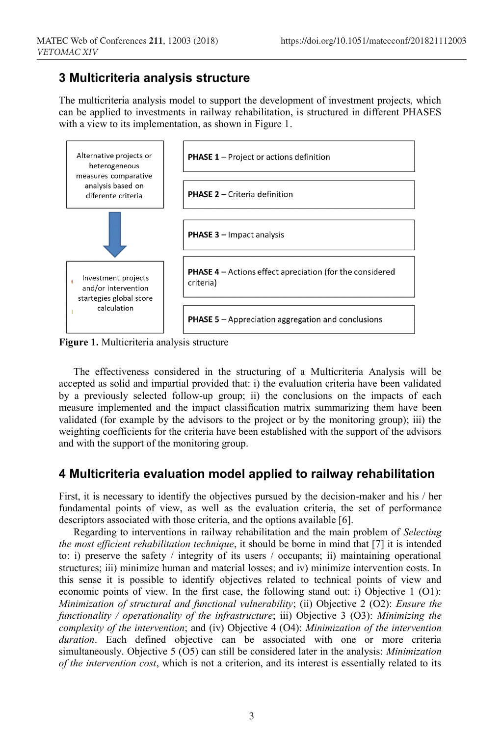## 3 Multicriteria analysis structure

The multicriteria analysis model to support the development of investment projects, which can be applied to investments in railway rehabilitation, is structured in different PHASES with a view to its implementation, as shown in Figure 1.

Alternative projects or heterogeneous measures comparative analysis based on diferente criteria

Investment projects and/or intervention startegies global score calculation

**PHASE 1** – Project or actions definition

**PHASE 2** – Criteria definition

**PHASE 3 –** Impact analysis

**PHASE 4 –** Actions effect apreciation (for the considered criteria)

**PHASE 5** – Appreciation aggregation and conclusions

**Figure 1.** Multicriteria analysis structure

The effectiveness considered in the structuring of a Multicriteria Analysis will be accepted as solid and impartial provided that: i) the evaluation criteria have been validated by a previously selected follow-up group; ii) the conclusions on the impacts of each measure implemented and the impact classification matrix summarizing them have been validated (for example by the advisors to the project or by the monitoring group); iii) the weighting coefficients for the criteria have been established with the support of the advisors and with the support of the monitoring group.

## 4 Multicriteria evaluation model applied to railway rehabilitation

First, it is necessary to identify the objectives pursued by the decision-maker and his / her fundamental points of view, as well as the evaluation criteria, the set of performance descriptors associated with those criteria, and the options available [6].

Regarding to interventions in railway rehabilitation and the main problem of *Selecting the most efficient rehabilitation technique*, it should be borne in mind that [7] it is intended to: i) preserve the safety / integrity of its users / occupants; ii) maintaining operational structures; iii) minimize human and material losses; and iv) minimize intervention costs. In this sense it is possible to identify objectives related to technical points of view and economic points of view. In the first case, the following stand out: i) Objective 1 (O1): *Minimization of structural and functional vulnerability*; (ii) Objective 2 (O2): *Ensure the functionality / operationality of the infrastructure*; iii) Objective 3 (O3): *Minimizing the complexity of the intervention*; and (iv) Objective 4 (O4): *Minimization of the intervention duration*. Each defined objective can be associated with one or more criteria simultaneously. Objective 5 (O5) can still be considered later in the analysis: *Minimization of the intervention cost*, which is not a criterion, and its interest is essentially related to its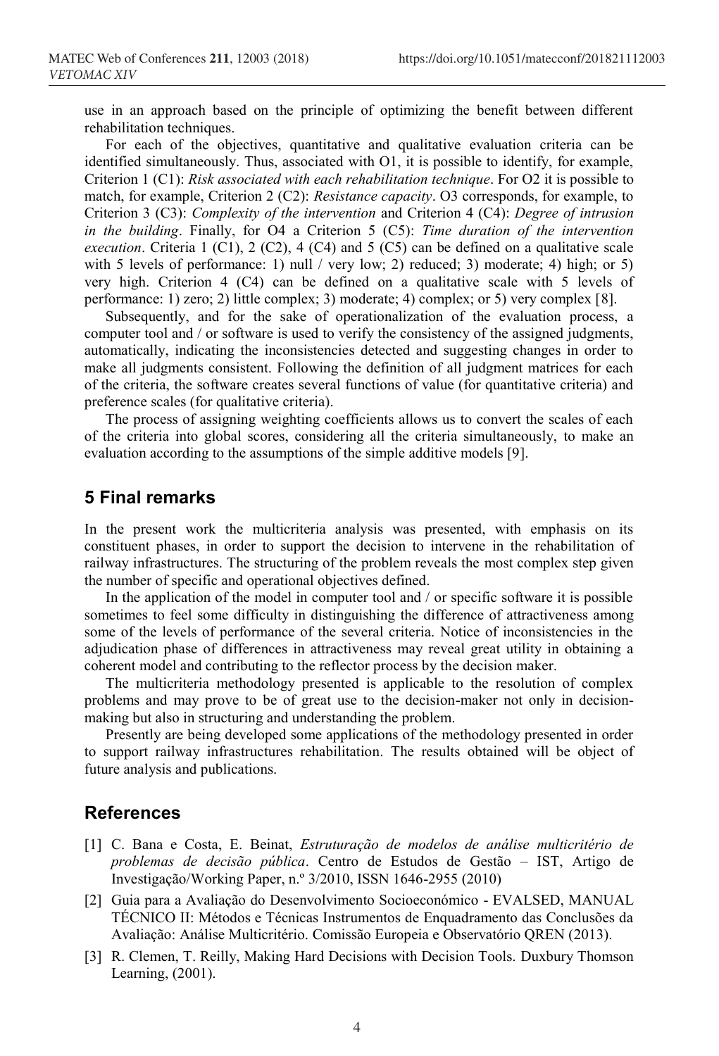use in an approach based on the principle of optimizing the benefit between different rehabilitation techniques.

For each of the objectives, quantitative and qualitative evaluation criteria can be identified simultaneously. Thus, associated with O1, it is possible to identify, for example, Criterion 1 (C1): *Risk associated with each rehabilitation technique*. For O2 it is possible to match, for example, Criterion 2 (C2): *Resistance capacity*. O3 corresponds, for example, to Criterion 3 (C3): *Complexity of the intervention* and Criterion 4 (C4): *Degree of intrusion in the building*. Finally, for O4 a Criterion 5 (C5): *Time duration of the intervention execution*. Criteria 1 (C1), 2 (C2), 4 (C4) and 5 (C5) can be defined on a qualitative scale with 5 levels of performance: 1) null / very low; 2) reduced; 3) moderate; 4) high; or 5) very high. Criterion 4 (C4) can be defined on a qualitative scale with 5 levels of performance: 1) zero; 2) little complex; 3) moderate; 4) complex; or 5) very complex [8].

Subsequently, and for the sake of operationalization of the evaluation process, a computer tool and / or software is used to verify the consistency of the assigned judgments, automatically, indicating the inconsistencies detected and suggesting changes in order to make all judgments consistent. Following the definition of all judgment matrices for each of the criteria, the software creates several functions of value (for quantitative criteria) and preference scales (for qualitative criteria).

The process of assigning weighting coefficients allows us to convert the scales of each of the criteria into global scores, considering all the criteria simultaneously, to make an evaluation according to the assumptions of the simple additive models [9].

## 5 Final remarks

In the present work the multicriteria analysis was presented, with emphasis on its constituent phases, in order to support the decision to intervene in the rehabilitation of railway infrastructures. The structuring of the problem reveals the most complex step given the number of specific and operational objectives defined.

In the application of the model in computer tool and / or specific software it is possible sometimes to feel some difficulty in distinguishing the difference of attractiveness among some of the levels of performance of the several criteria. Notice of inconsistencies in the adjudication phase of differences in attractiveness may reveal great utility in obtaining a coherent model and contributing to the reflector process by the decision maker.

The multicriteria methodology presented is applicable to the resolution of complex problems and may prove to be of great use to the decision-maker not only in decision-making but also in structuring and understanding the problem.

Presently are being developed some applications of the methodology presented in order to support railway infrastructures rehabilitation. The results obtained will be object of future analysis and publications.

## References

[1] C. Bana e Costa, E. Beinat, *Estruturação de modelos de análise multicritério de problemas de decisão pública*. Centro de Estudos de Gestão – IST, Artigo de Investigação/Working Paper, n.º 3/2010, ISSN 1646-2955 (2010)

[2] Guia para a Avaliação do Desenvolvimento Socioeconómico - EVALSED, MANUAL TÉCNICO II: Métodos e Técnicas Instrumentos de Enquadramento das Conclusões da Avaliação: Análise Multicritério. Comissão Europeia e Observatório QREN (2013).

[3] R. Clemen, T. Reilly, Making Hard Decisions with Decision Tools. Duxbury Thomson Learning, (2001).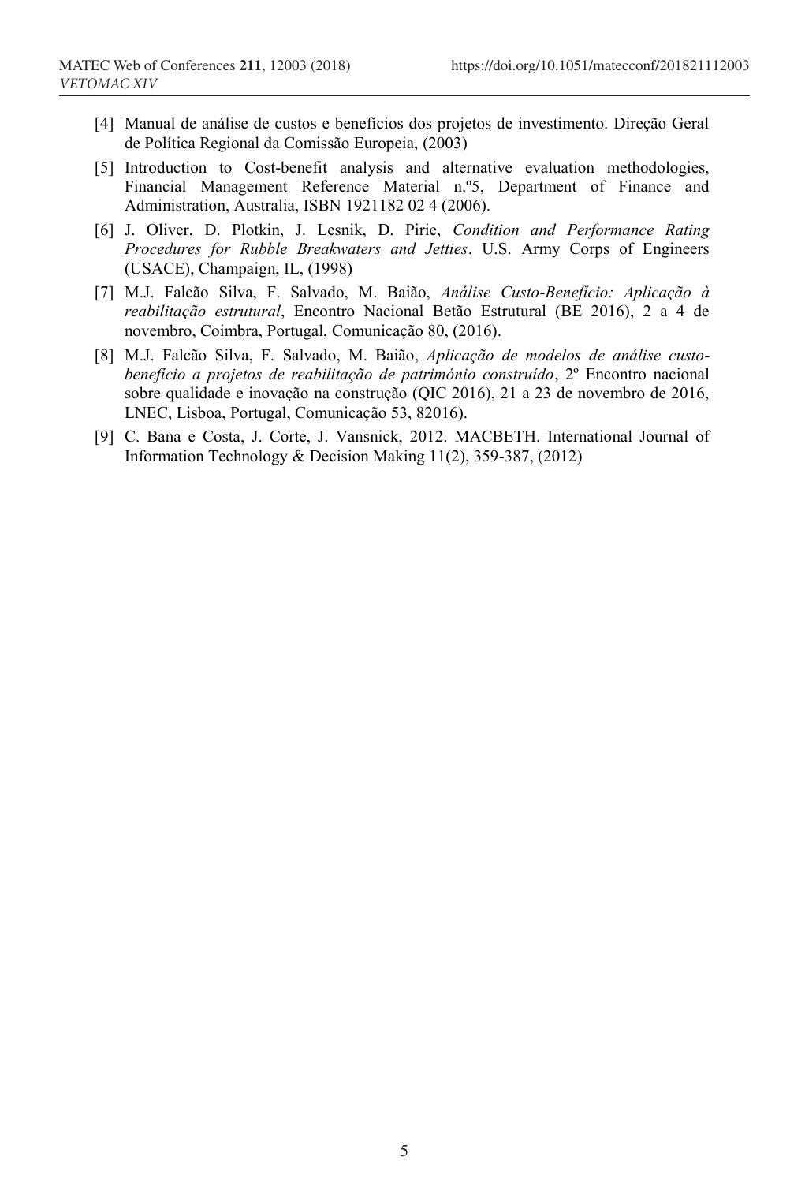[4] Manual de análise de custos e benefícios dos projetos de investimento. Direção Geral de Política Regional da Comissão Europeia, (2003)

[5] Introduction to Cost-benefit analysis and alternative evaluation methodologies, Financial Management Reference Material n.º5, Department of Finance and Administration, Australia, ISBN 1921182 02 4 (2006).

[6] J. Oliver, D. Plotkin, J. Lesnik, D. Pirie, *Condition and Performance Rating Procedures for Rubble Breakwaters and Jetties*. U.S. Army Corps of Engineers (USACE), Champaign, IL, (1998)

[7] M.J. Falcão Silva, F. Salvado, M. Baião, *Análise Custo-Benefício: Aplicação à reabilitação estrutural*, Encontro Nacional Betão Estrutural (BE 2016), 2 a 4 de novembro, Coimbra, Portugal, Comunicação 80, (2016).

[8] M.J. Falcão Silva, F. Salvado, M. Baião, *Aplicação de modelos de análise custo-benefício a projetos de reabilitação de património construído*, 2º Encontro nacional sobre qualidade e inovação na construção (QIC 2016), 21 a 23 de novembro de 2016, LNEC, Lisboa, Portugal, Comunicação 53, 82016).

[9] C. Bana e Costa, J. Corte, J. Vansnick, 2012. MACBETH. International Journal of Information Technology & Decision Making 11(2), 359-387, (2012)